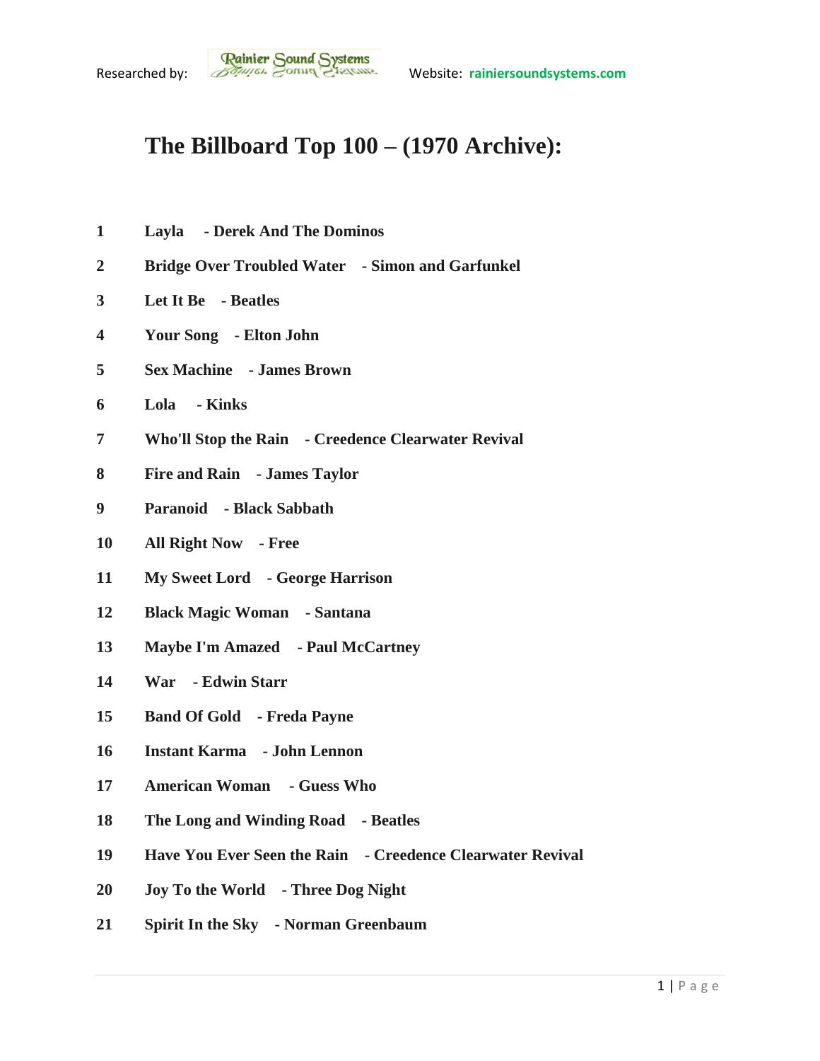Researched by: Rainier Sound Systems Website: rainiersoundsystems.com

# The Billboard Top 100 – (1970 Archive):

1 **Layla - Derek And The Dominos**

2 **Bridge Over Troubled Water - Simon and Garfunkel**

3 **Let It Be - Beatles**

4 **Your Song - Elton John**

5 **Sex Machine - James Brown**

6 **Lola - Kinks**

7 **Who'll Stop the Rain - Creedence Clearwater Revival**

8 **Fire and Rain - James Taylor**

9 **Paranoid - Black Sabbath**

10 **All Right Now - Free**

11 **My Sweet Lord - George Harrison**

12 **Black Magic Woman - Santana**

13 **Maybe I'm Amazed - Paul McCartney**

14 **War - Edwin Starr**

15 **Band Of Gold - Freda Payne**

16 **Instant Karma - John Lennon**

17 **American Woman - Guess Who**

18 **The Long and Winding Road - Beatles**

19 **Have You Ever Seen the Rain - Creedence Clearwater Revival**

20 **Joy To the World - Three Dog Night**

21 **Spirit In the Sky - Norman Greenbaum**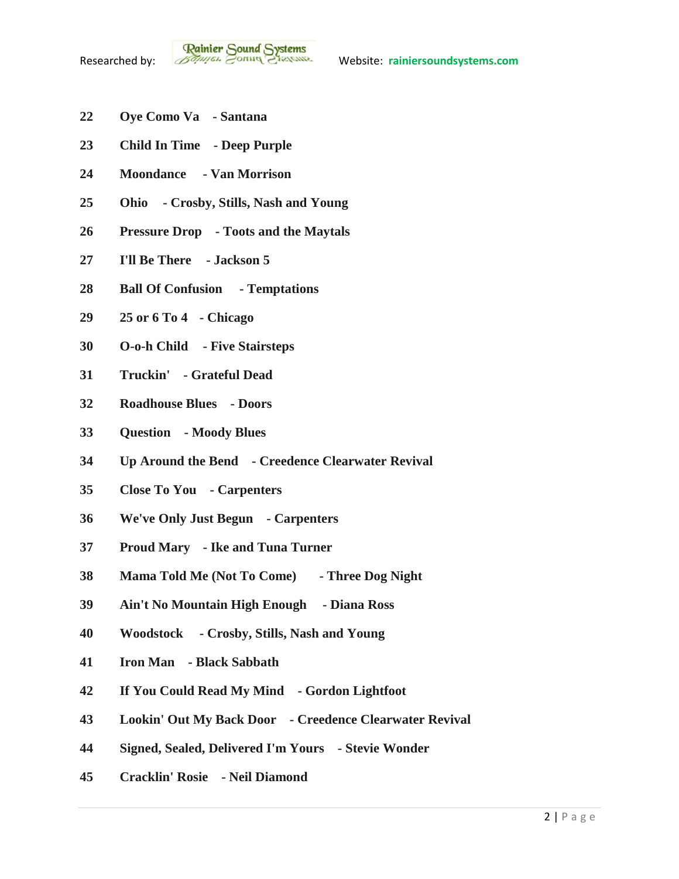**22 Oye Como Va - Santana**

**23 Child In Time - Deep Purple**

**24 Moondance - Van Morrison**

**25 Ohio - Crosby, Stills, Nash and Young**

**26 Pressure Drop - Toots and the Maytals**

**27 I'll Be There - Jackson 5**

**28 Ball Of Confusion - Temptations**

**29 25 or 6 To 4 - Chicago**

**30 O-o-h Child - Five Stairsteps**

**31 Truckin' - Grateful Dead**

**32 Roadhouse Blues - Doors**

**33 Question - Moody Blues**

**34 Up Around the Bend - Creedence Clearwater Revival**

**35 Close To You - Carpenters**

**36 We've Only Just Begun - Carpenters**

**37 Proud Mary - Ike and Tuna Turner**

**38 Mama Told Me (Not To Come) - Three Dog Night**

**39 Ain't No Mountain High Enough - Diana Ross**

**40 Woodstock - Crosby, Stills, Nash and Young**

**41 Iron Man - Black Sabbath**

**42 If You Could Read My Mind - Gordon Lightfoot**

**43 Lookin' Out My Back Door - Creedence Clearwater Revival**

**44 Signed, Sealed, Delivered I'm Yours - Stevie Wonder**

**45 Cracklin' Rosie - Neil Diamond**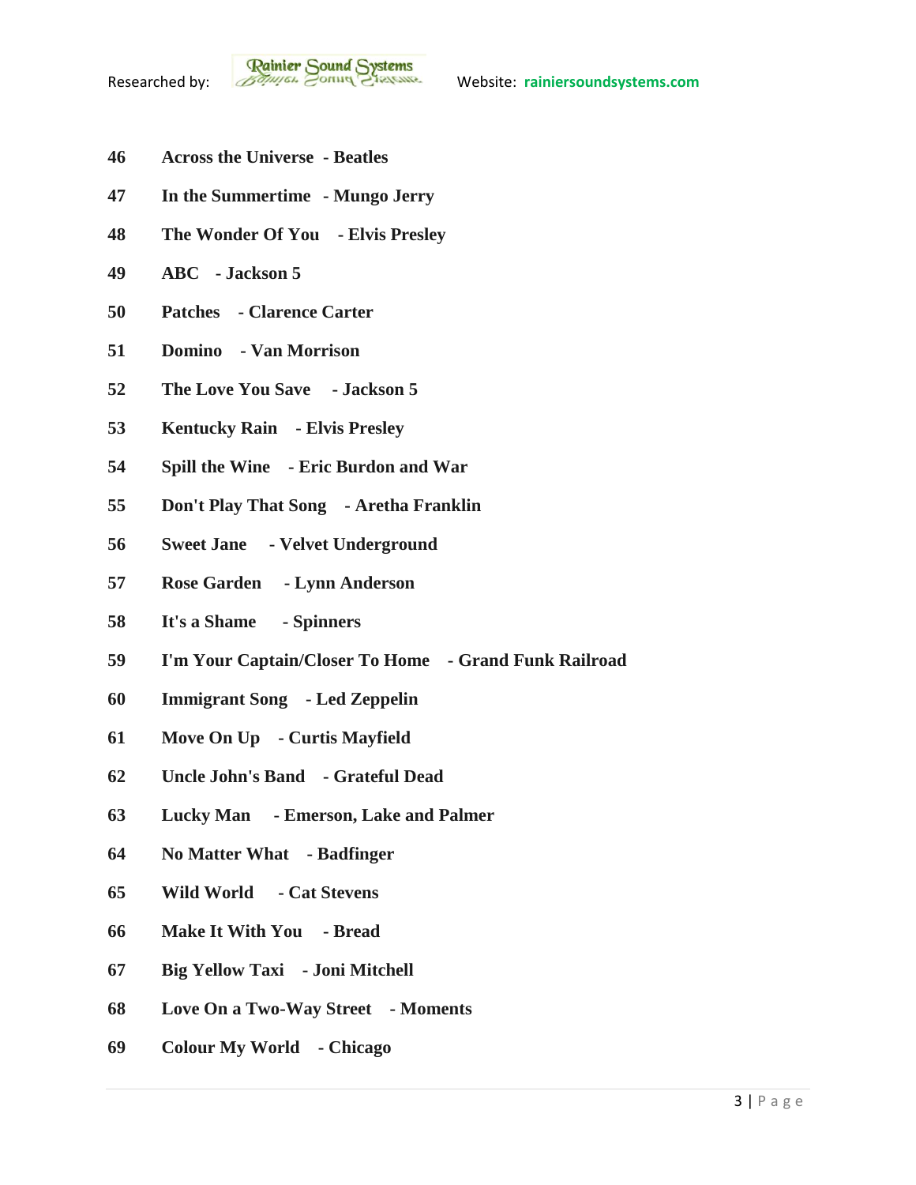46 **Across the Universe - Beatles**

47 **In the Summertime - Mungo Jerry**

48 **The Wonder Of You - Elvis Presley**

49 **ABC - Jackson 5**

50 **Patches - Clarence Carter**

51 **Domino - Van Morrison**

52 **The Love You Save - Jackson 5**

53 **Kentucky Rain - Elvis Presley**

54 **Spill the Wine - Eric Burdon and War**

55 **Don't Play That Song - Aretha Franklin**

56 **Sweet Jane - Velvet Underground**

57 **Rose Garden - Lynn Anderson**

58 **It's a Shame - Spinners**

59 **I'm Your Captain/Closer To Home - Grand Funk Railroad**

60 **Immigrant Song - Led Zeppelin**

61 **Move On Up - Curtis Mayfield**

62 **Uncle John's Band - Grateful Dead**

63 **Lucky Man - Emerson, Lake and Palmer**

64 **No Matter What - Badfinger**

65 **Wild World - Cat Stevens**

66 **Make It With You - Bread**

67 **Big Yellow Taxi - Joni Mitchell**

68 **Love On a Two-Way Street - Moments**

69 **Colour My World - Chicago**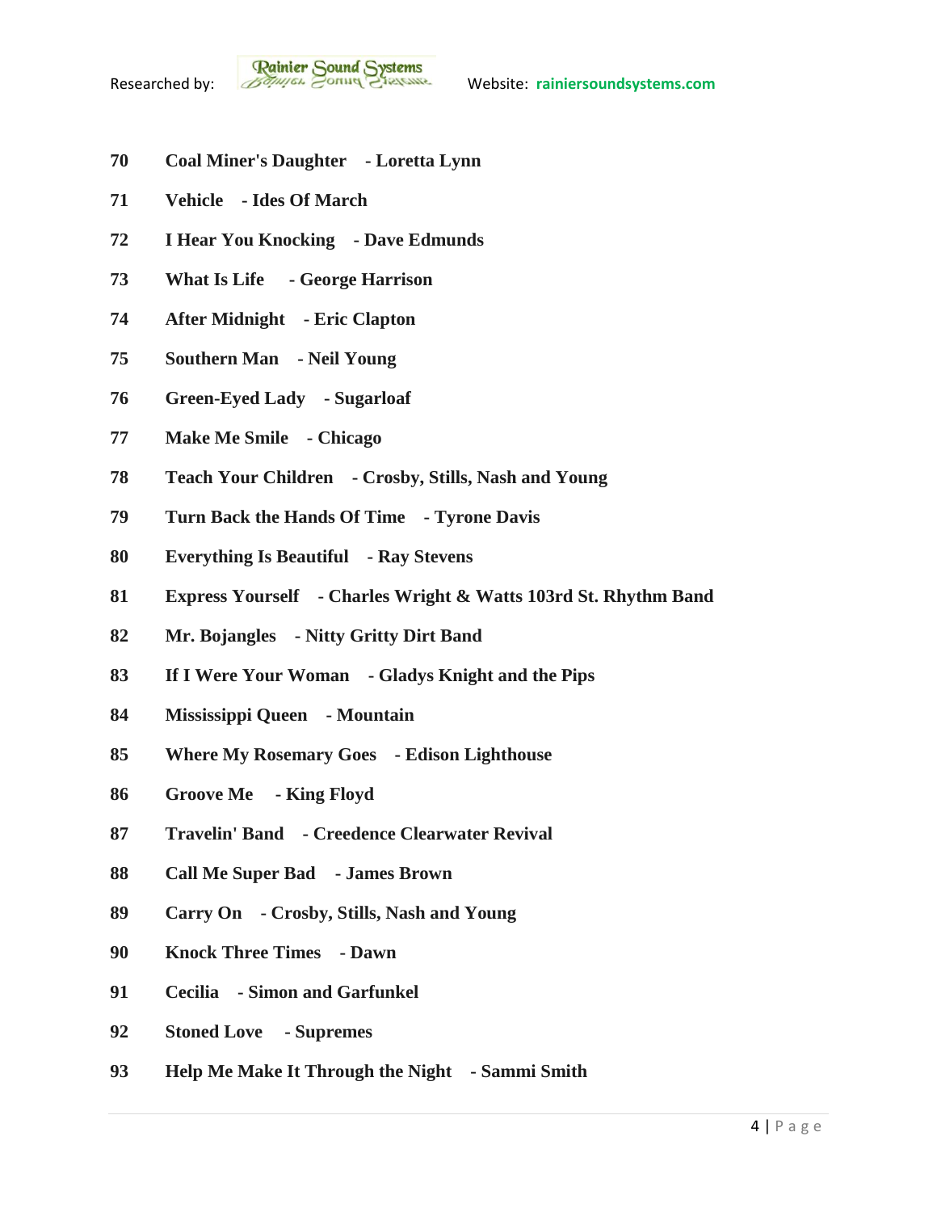**70 Coal Miner's Daughter - Loretta Lynn**

**71 Vehicle - Ides Of March**

**72 I Hear You Knocking - Dave Edmunds**

**73 What Is Life - George Harrison**

**74 After Midnight - Eric Clapton**

**75 Southern Man - Neil Young**

**76 Green-Eyed Lady - Sugarloaf**

**77 Make Me Smile - Chicago**

**78 Teach Your Children - Crosby, Stills, Nash and Young**

**79 Turn Back the Hands Of Time - Tyrone Davis**

**80 Everything Is Beautiful - Ray Stevens**

**81 Express Yourself - Charles Wright & Watts 103rd St. Rhythm Band**

**82 Mr. Bojangles - Nitty Gritty Dirt Band**

**83 If I Were Your Woman - Gladys Knight and the Pips**

**84 Mississippi Queen - Mountain**

**85 Where My Rosemary Goes - Edison Lighthouse**

**86 Groove Me - King Floyd**

**87 Travelin' Band - Creedence Clearwater Revival**

**88 Call Me Super Bad - James Brown**

**89 Carry On - Crosby, Stills, Nash and Young**

**90 Knock Three Times - Dawn**

**91 Cecilia - Simon and Garfunkel**

**92 Stoned Love - Supremes**

**93 Help Me Make It Through the Night - Sammi Smith**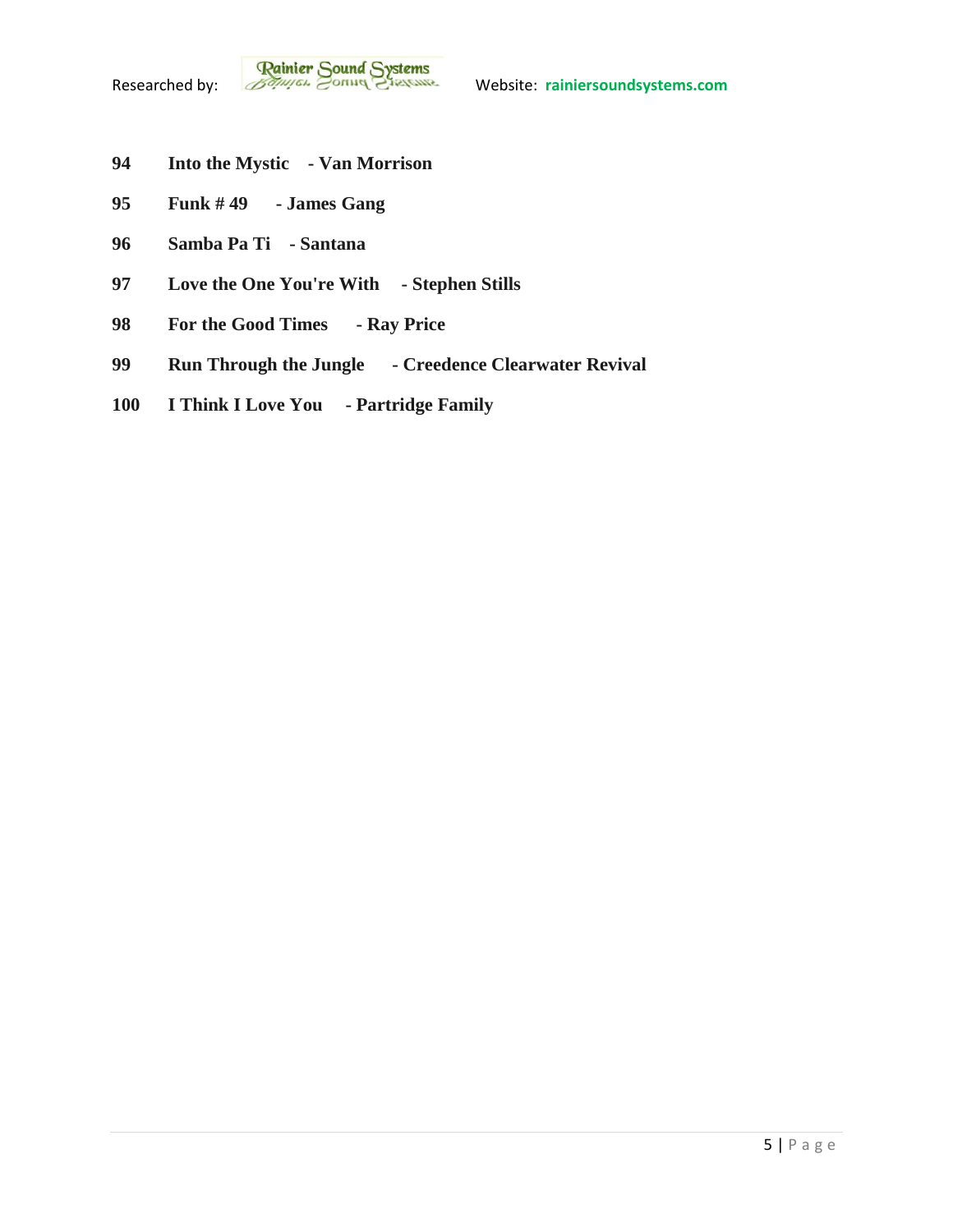**94 Into the Mystic - Van Morrison**

**95 Funk # 49 - James Gang**

**96 Samba Pa Ti - Santana**

**97 Love the One You're With - Stephen Stills**

**98 For the Good Times - Ray Price**

**99 Run Through the Jungle - Creedence Clearwater Revival**

**100 I Think I Love You - Partridge Family**